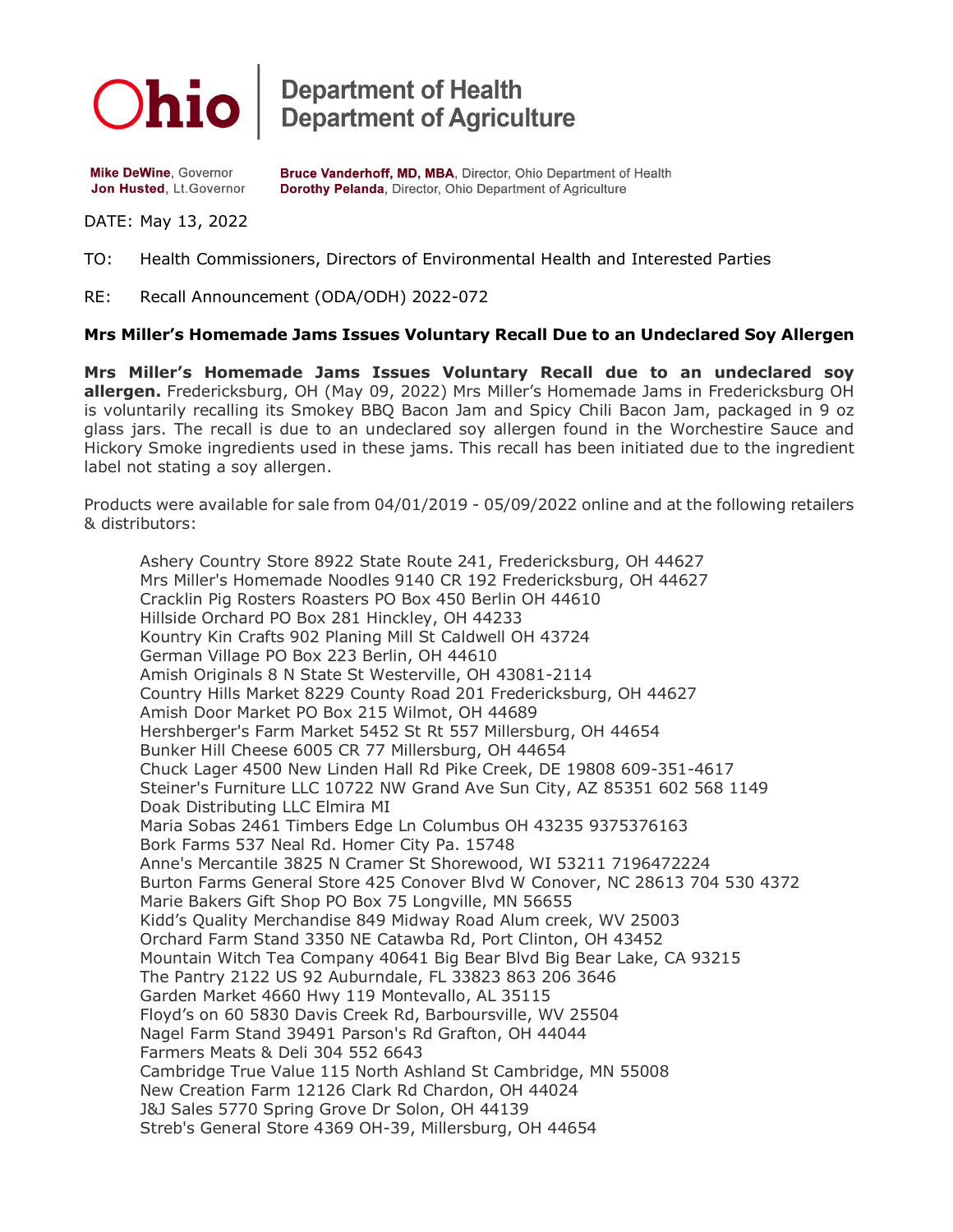# Ohio | Department of Health
# Department of Agriculture

**Mike DeWine**, Governor
**Jon Husted**, Lt.Governor

**Bruce Vanderhoff, MD, MBA**, Director, Ohio Department of Health
**Dorothy Pelanda**, Director, Ohio Department of Agriculture

DATE: May 13, 2022

TO: Health Commissioners, Directors of Environmental Health and Interested Parties

RE: Recall Announcement (ODA/ODH) 2022-072

**Mrs Miller's Homemade Jams Issues Voluntary Recall Due to an Undeclared Soy Allergen**

**Mrs Miller's Homemade Jams Issues Voluntary Recall due to an undeclared soy allergen.** Fredericksburg, OH (May 09, 2022) Mrs Miller's Homemade Jams in Fredericksburg OH is voluntarily recalling its Smokey BBQ Bacon Jam and Spicy Chili Bacon Jam, packaged in 9 oz glass jars. The recall is due to an undeclared soy allergen found in the Worchestire Sauce and Hickory Smoke ingredients used in these jams. This recall has been initiated due to the ingredient label not stating a soy allergen.

Products were available for sale from 04/01/2019 - 05/09/2022 online and at the following retailers & distributors:

Ashery Country Store 8922 State Route 241, Fredericksburg, OH 44627
Mrs Miller's Homemade Noodles 9140 CR 192 Fredericksburg, OH 44627
Cracklin Pig Rosters Roasters PO Box 450 Berlin OH 44610
Hillside Orchard PO Box 281 Hinckley, OH 44233
Kountry Kin Crafts 902 Planing Mill St Caldwell OH 43724
German Village PO Box 223 Berlin, OH 44610
Amish Originals 8 N State St Westerville, OH 43081-2114
Country Hills Market 8229 County Road 201 Fredericksburg, OH 44627
Amish Door Market PO Box 215 Wilmot, OH 44689
Hershberger's Farm Market 5452 St Rt 557 Millersburg, OH 44654
Bunker Hill Cheese 6005 CR 77 Millersburg, OH 44654
Chuck Lager 4500 New Linden Hall Rd Pike Creek, DE 19808 609-351-4617
Steiner's Furniture LLC 10722 NW Grand Ave Sun City, AZ 85351 602 568 1149
Doak Distributing LLC Elmira MI
Maria Sobas 2461 Timbers Edge Ln Columbus OH 43235 9375376163
Bork Farms 537 Neal Rd. Homer City Pa. 15748
Anne's Mercantile 3825 N Cramer St Shorewood, WI 53211 7196472224
Burton Farms General Store 425 Conover Blvd W Conover, NC 28613 704 530 4372
Marie Bakers Gift Shop PO Box 75 Longville, MN 56655
Kidd's Quality Merchandise 849 Midway Road Alum creek, WV 25003
Orchard Farm Stand 3350 NE Catawba Rd, Port Clinton, OH 43452
Mountain Witch Tea Company 40641 Big Bear Blvd Big Bear Lake, CA 93215
The Pantry 2122 US 92 Auburndale, FL 33823 863 206 3646
Garden Market 4660 Hwy 119 Montevallo, AL 35115
Floyd's on 60 5830 Davis Creek Rd, Barboursville, WV 25504
Nagel Farm Stand 39491 Parson's Rd Grafton, OH 44044
Farmers Meats & Deli 304 552 6643
Cambridge True Value 115 North Ashland St Cambridge, MN 55008
New Creation Farm 12126 Clark Rd Chardon, OH 44024
J&J Sales 5770 Spring Grove Dr Solon, OH 44139
Streb's General Store 4369 OH-39, Millersburg, OH 44654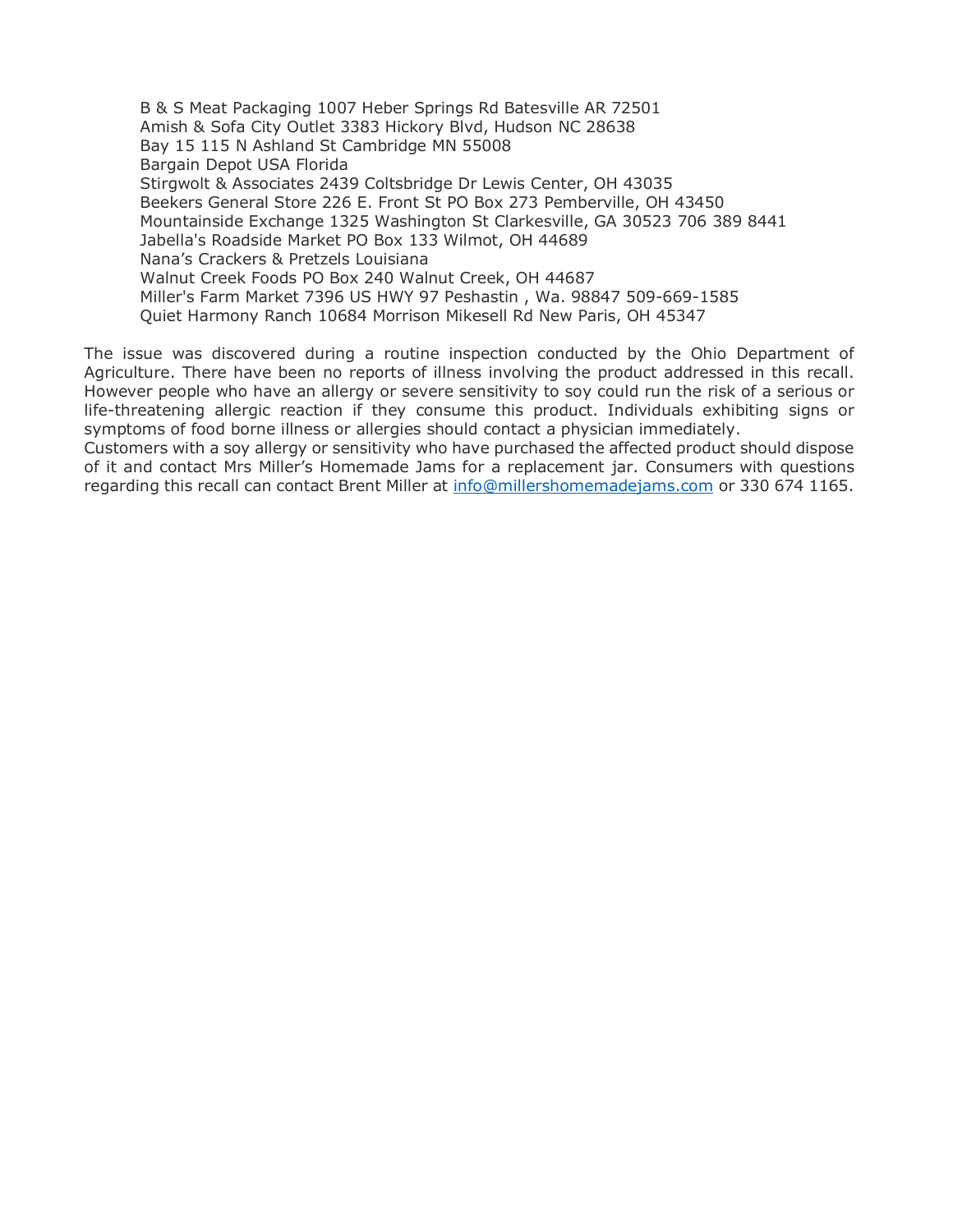B & S Meat Packaging 1007 Heber Springs Rd Batesville AR 72501
Amish & Sofa City Outlet 3383 Hickory Blvd, Hudson NC 28638
Bay 15 115 N Ashland St Cambridge MN 55008
Bargain Depot USA Florida
Stirgwolt & Associates 2439 Coltsbridge Dr Lewis Center, OH 43035
Beekers General Store 226 E. Front St PO Box 273 Pemberville, OH 43450
Mountainside Exchange 1325 Washington St Clarkesville, GA 30523 706 389 8441
Jabella's Roadside Market PO Box 133 Wilmot, OH 44689
Nana's Crackers & Pretzels Louisiana
Walnut Creek Foods PO Box 240 Walnut Creek, OH 44687
Miller's Farm Market 7396 US HWY 97 Peshastin , Wa. 98847 509-669-1585
Quiet Harmony Ranch 10684 Morrison Mikesell Rd New Paris, OH 45347

The issue was discovered during a routine inspection conducted by the Ohio Department of Agriculture. There have been no reports of illness involving the product addressed in this recall. However people who have an allergy or severe sensitivity to soy could run the risk of a serious or life-threatening allergic reaction if they consume this product. Individuals exhibiting signs or symptoms of food borne illness or allergies should contact a physician immediately.
Customers with a soy allergy or sensitivity who have purchased the affected product should dispose of it and contact Mrs Miller's Homemade Jams for a replacement jar. Consumers with questions regarding this recall can contact Brent Miller at info@millershomemadejams.com or 330 674 1165.